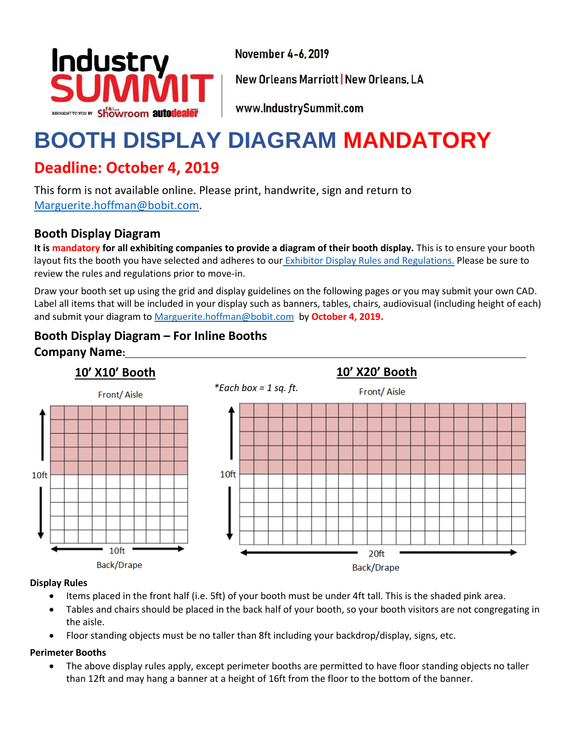Industry SUMMIT

BROUGHT TO YOU BY F&I and Showroom autodealer TODAY

November 4-6, 2019

New Orleans Marriott | New Orleans, LA

www.IndustrySummit.com

# BOOTH DISPLAY DIAGRAM MANDATORY

## Deadline: October 4, 2019

This form is not available online. Please print, handwrite, sign and return to Marguerite.hoffman@bobit.com.

### Booth Display Diagram

**It is mandatory for all exhibiting companies to provide a diagram of their booth display.** This is to ensure your booth layout fits the booth you have selected and adheres to our Exhibitor Display Rules and Regulations. Please be sure to review the rules and regulations prior to move-in.

Draw your booth set up using the grid and display guidelines on the following pages or you may submit your own CAD. Label all items that will be included in your display such as banners, tables, chairs, audiovisual (including height of each) and submit your diagram to Marguerite.hoffman@bobit.com by **October 4, 2019.**

### Booth Display Diagram – For Inline Booths

**Company Name:** ______________________________

**10' X10' Booth**

Front/ Aisle

10ft

10ft

Back/Drape

*\*Each box = 1 sq. ft.*

**10' X20' Booth**

Front/ Aisle

10ft

20ft

Back/Drape

**Display Rules**

- Items placed in the front half (i.e. 5ft) of your booth must be under 4ft tall. This is the shaded pink area.
- Tables and chairs should be placed in the back half of your booth, so your booth visitors are not congregating in the aisle.
- Floor standing objects must be no taller than 8ft including your backdrop/display, signs, etc.

**Perimeter Booths**

- The above display rules apply, except perimeter booths are permitted to have floor standing objects no taller than 12ft and may hang a banner at a height of 16ft from the floor to the bottom of the banner.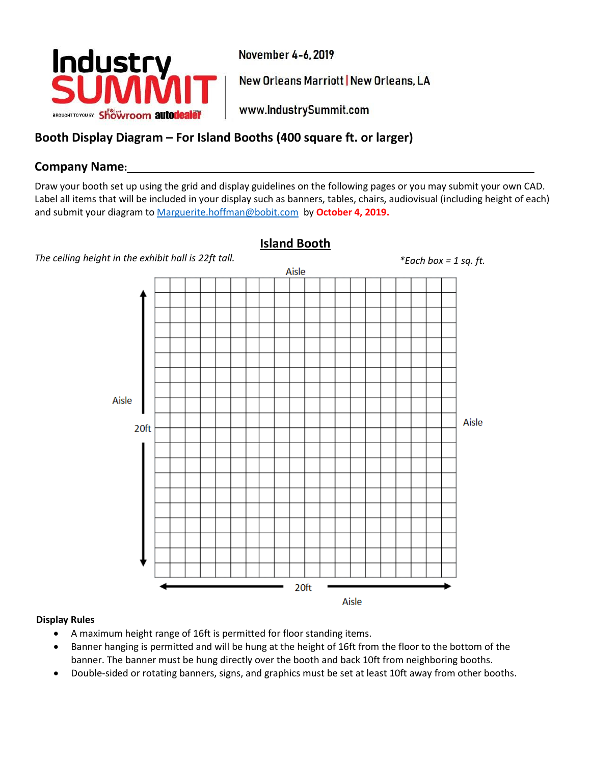Industry SUMMIT

BROUGHT TO YOU BY F&I and Showroom autodealer TODAY

November 4-6, 2019

New Orleans Marriott | New Orleans, LA

www.IndustrySummit.com

## Booth Display Diagram – For Island Booths (400 square ft. or larger)

**Company Name:** ______________________________________________

Draw your booth set up using the grid and display guidelines on the following pages or you may submit your own CAD. Label all items that will be included in your display such as banners, tables, chairs, audiovisual (including height of each) and submit your diagram to Marguerite.hoffman@bobit.com by **October 4, 2019.**

## Island Booth

*The ceiling height in the exhibit hall is 22ft tall.*

**Each box = 1 sq. ft.*

Aisle

Aisle

20ft

Aisle

20ft

Aisle

**Display Rules**

- A maximum height range of 16ft is permitted for floor standing items.
- Banner hanging is permitted and will be hung at the height of 16ft from the floor to the bottom of the banner. The banner must be hung directly over the booth and back 10ft from neighboring booths.
- Double-sided or rotating banners, signs, and graphics must be set at least 10ft away from other booths.